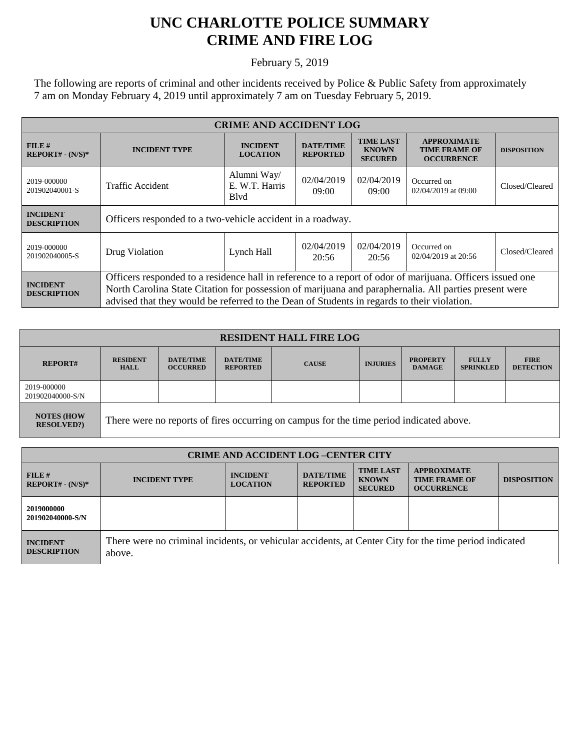# UNC CHARLOTTE POLICE SUMMARY
# CRIME AND FIRE LOG

February 5, 2019

The following are reports of criminal and other incidents received by Police & Public Safety from approximately 7 am on Monday February 4, 2019 until approximately 7 am on Tuesday February 5, 2019.

| CRIME AND ACCIDENT LOG | | | | | | |
|---|---|---|---|---|---|---|
| **FILE # REPORT# - (N/S)*** | **INCIDENT TYPE** | **INCIDENT LOCATION** | **DATE/TIME REPORTED** | **TIME LAST KNOWN SECURED** | **APPROXIMATE TIME FRAME OF OCCURRENCE** | **DISPOSITION** |
| 2019-000000 201902040001-S | Traffic Accident | Alumni Way/ E. W.T. Harris Blvd | 02/04/2019 09:00 | 02/04/2019 09:00 | Occurred on 02/04/2019 at 09:00 | Closed/Cleared |
| **INCIDENT DESCRIPTION** | Officers responded to a two-vehicle accident in a roadway. | | | | | |
| 2019-000000 201902040005-S | Drug Violation | Lynch Hall | 02/04/2019 20:56 | 02/04/2019 20:56 | Occurred on 02/04/2019 at 20:56 | Closed/Cleared |
| **INCIDENT DESCRIPTION** | Officers responded to a residence hall in reference to a report of odor of marijuana. Officers issued one North Carolina State Citation for possession of marijuana and paraphernalia. All parties present were advised that they would be referred to the Dean of Students in regards to their violation. | | | | | |

| RESIDENT HALL FIRE LOG | | | | | | | | |
|---|---|---|---|---|---|---|---|---|
| **REPORT#** | **RESIDENT HALL** | **DATE/TIME OCCURRED** | **DATE/TIME REPORTED** | **CAUSE** | **INJURIES** | **PROPERTY DAMAGE** | **FULLY SPRINKLED** | **FIRE DETECTION** |
| 2019-000000 201902040000-S/N | | | | | | | | |
| **NOTES (HOW RESOLVED?)** | There were no reports of fires occurring on campus for the time period indicated above. | | | | | | | |

| CRIME AND ACCIDENT LOG –CENTER CITY | | | | | | |
|---|---|---|---|---|---|---|
| **FILE # REPORT# - (N/S)*** | **INCIDENT TYPE** | **INCIDENT LOCATION** | **DATE/TIME REPORTED** | **TIME LAST KNOWN SECURED** | **APPROXIMATE TIME FRAME OF OCCURRENCE** | **DISPOSITION** |
| **2019000000 201902040000-S/N** | | | | | | |
| **INCIDENT DESCRIPTION** | There were no criminal incidents, or vehicular accidents, at Center City for the time period indicated above. | | | | | |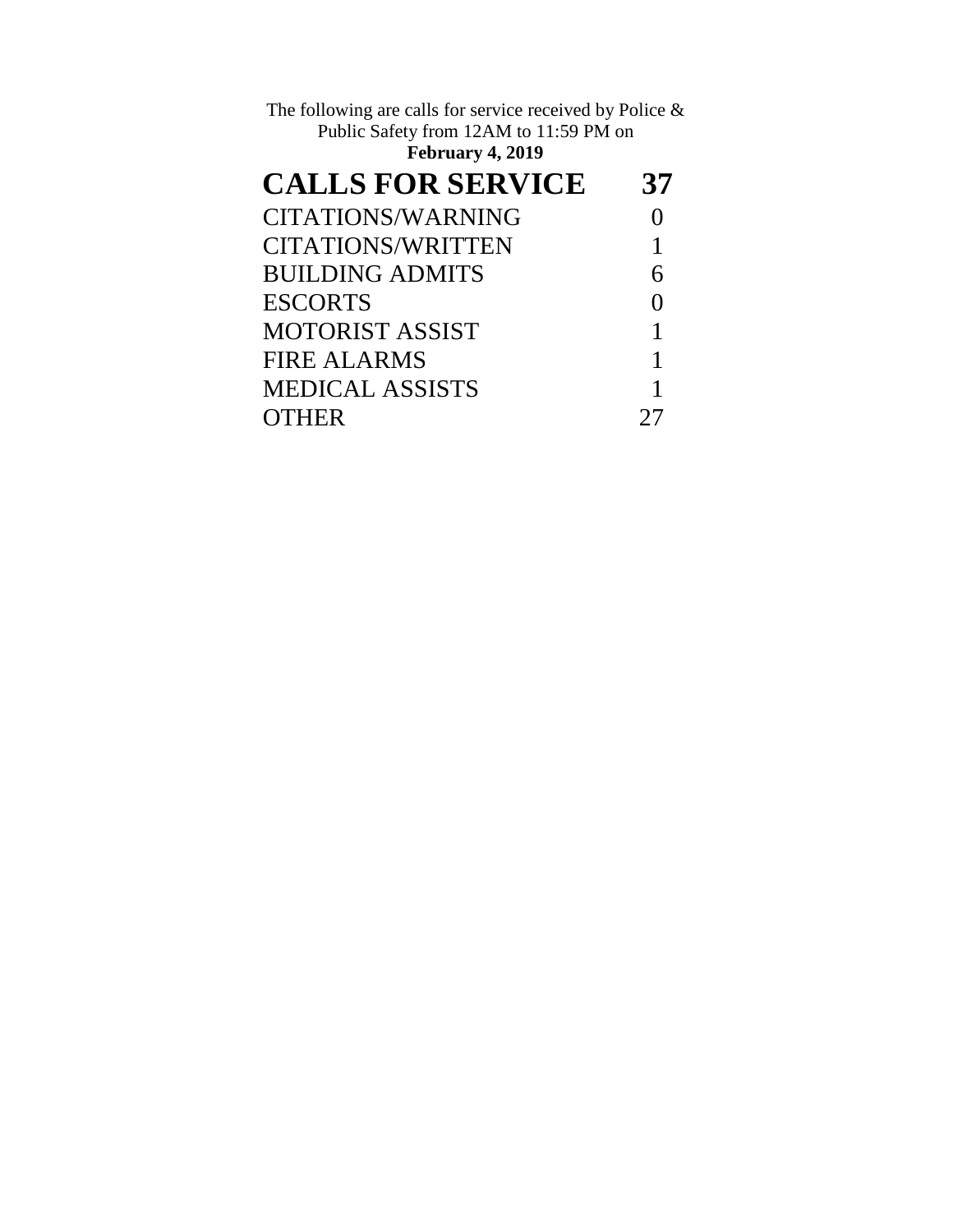The following are calls for service received by Police & Public Safety from 12AM to 11:59 PM on

**February 4, 2019**

| | |
|---|---|
| **CALLS FOR SERVICE** | **37** |
| CITATIONS/WARNING | 0 |
| CITATIONS/WRITTEN | 1 |
| BUILDING ADMITS | 6 |
| ESCORTS | 0 |
| MOTORIST ASSIST | 1 |
| FIRE ALARMS | 1 |
| MEDICAL ASSISTS | 1 |
| OTHER | 27 |